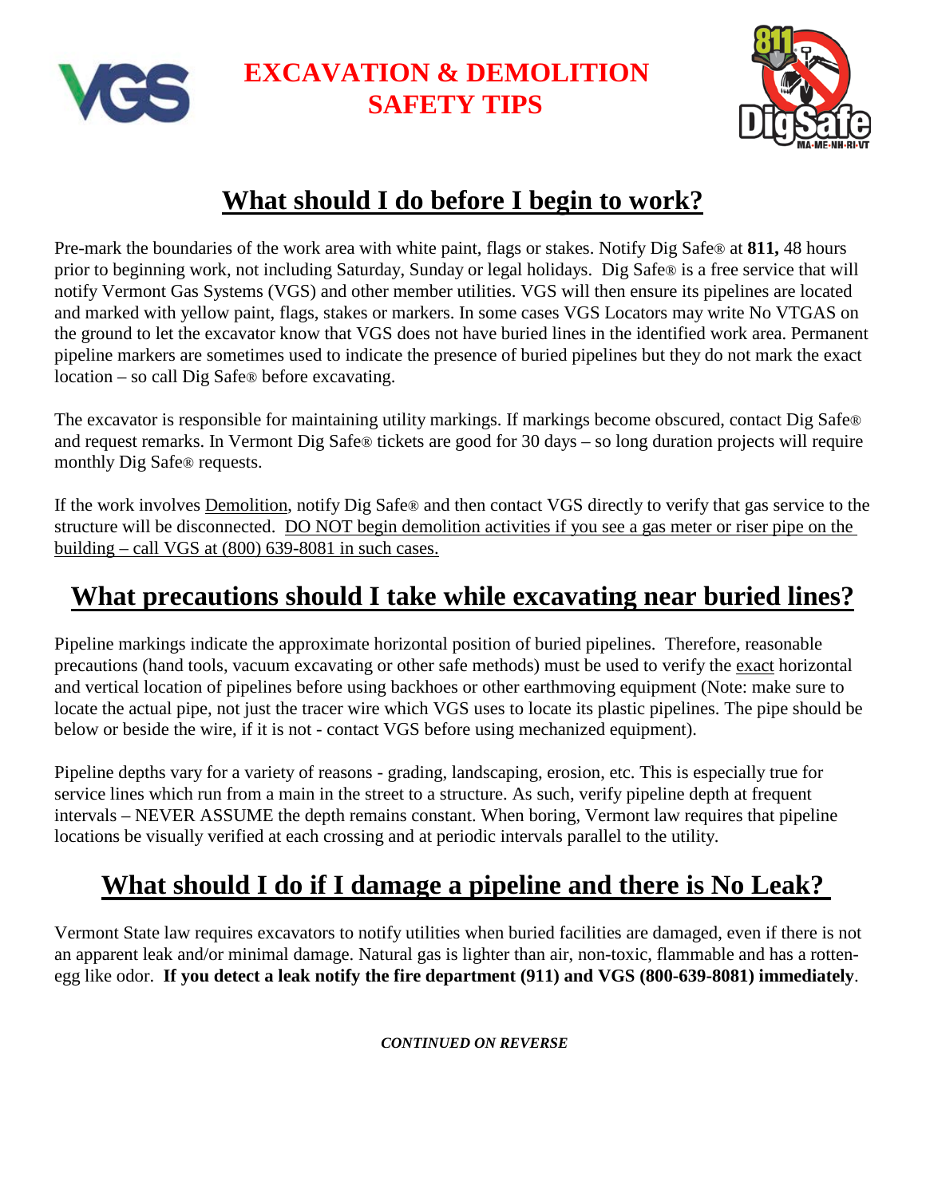# EXCAVATION & DEMOLITION SAFETY TIPS

## What should I do before I begin to work?

Pre-mark the boundaries of the work area with white paint, flags or stakes. Notify Dig Safe® at **811,** 48 hours prior to beginning work, not including Saturday, Sunday or legal holidays. Dig Safe® is a free service that will notify Vermont Gas Systems (VGS) and other member utilities. VGS will then ensure its pipelines are located and marked with yellow paint, flags, stakes or markers. In some cases VGS Locators may write No VTGAS on the ground to let the excavator know that VGS does not have buried lines in the identified work area. Permanent pipeline markers are sometimes used to indicate the presence of buried pipelines but they do not mark the exact location – so call Dig Safe® before excavating.

The excavator is responsible for maintaining utility markings. If markings become obscured, contact Dig Safe® and request remarks. In Vermont Dig Safe® tickets are good for 30 days – so long duration projects will require monthly Dig Safe® requests.

If the work involves Demolition, notify Dig Safe® and then contact VGS directly to verify that gas service to the structure will be disconnected. DO NOT begin demolition activities if you see a gas meter or riser pipe on the building – call VGS at (800) 639-8081 in such cases.

## What precautions should I take while excavating near buried lines?

Pipeline markings indicate the approximate horizontal position of buried pipelines. Therefore, reasonable precautions (hand tools, vacuum excavating or other safe methods) must be used to verify the exact horizontal and vertical location of pipelines before using backhoes or other earthmoving equipment (Note: make sure to locate the actual pipe, not just the tracer wire which VGS uses to locate its plastic pipelines. The pipe should be below or beside the wire, if it is not - contact VGS before using mechanized equipment).

Pipeline depths vary for a variety of reasons - grading, landscaping, erosion, etc. This is especially true for service lines which run from a main in the street to a structure. As such, verify pipeline depth at frequent intervals – NEVER ASSUME the depth remains constant. When boring, Vermont law requires that pipeline locations be visually verified at each crossing and at periodic intervals parallel to the utility.

## What should I do if I damage a pipeline and there is No Leak?

Vermont State law requires excavators to notify utilities when buried facilities are damaged, even if there is not an apparent leak and/or minimal damage. Natural gas is lighter than air, non-toxic, flammable and has a rotten-egg like odor. **If you detect a leak notify the fire department (911) and VGS (800-639-8081) immediately**.

***CONTINUED ON REVERSE***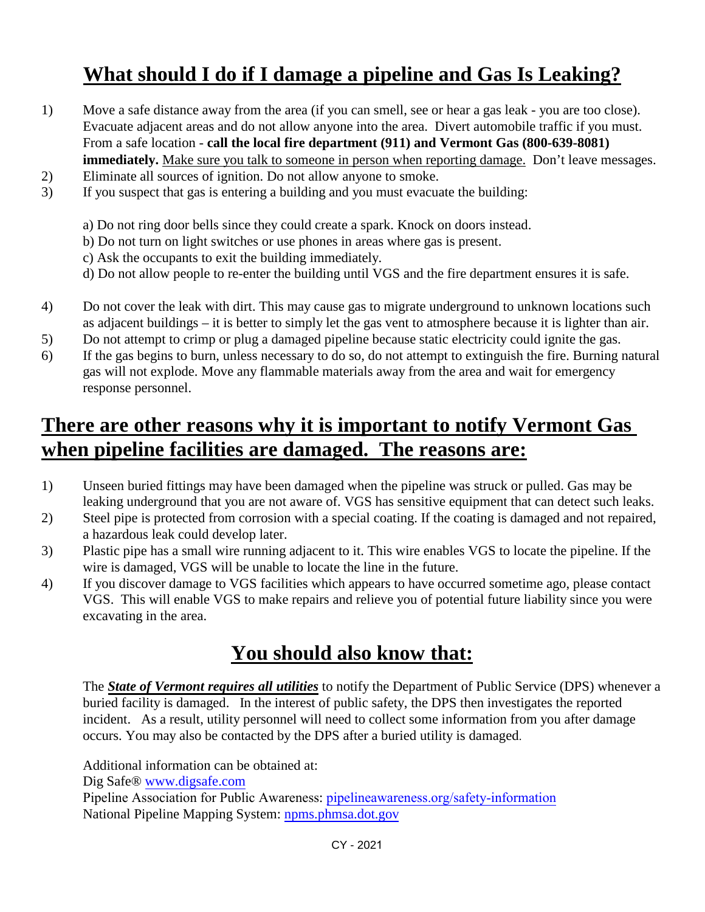# What should I do if I damage a pipeline and Gas Is Leaking?

1) Move a safe distance away from the area (if you can smell, see or hear a gas leak - you are too close). Evacuate adjacent areas and do not allow anyone into the area. Divert automobile traffic if you must. From a safe location - **call the local fire department (911) and Vermont Gas (800-639-8081) immediately.** Make sure you talk to someone in person when reporting damage. Don't leave messages.
2) Eliminate all sources of ignition. Do not allow anyone to smoke.
3) If you suspect that gas is entering a building and you must evacuate the building:

   a) Do not ring door bells since they could create a spark. Knock on doors instead.
   b) Do not turn on light switches or use phones in areas where gas is present.
   c) Ask the occupants to exit the building immediately.
   d) Do not allow people to re-enter the building until VGS and the fire department ensures it is safe.

4) Do not cover the leak with dirt. This may cause gas to migrate underground to unknown locations such as adjacent buildings – it is better to simply let the gas vent to atmosphere because it is lighter than air.
5) Do not attempt to crimp or plug a damaged pipeline because static electricity could ignite the gas.
6) If the gas begins to burn, unless necessary to do so, do not attempt to extinguish the fire. Burning natural gas will not explode. Move any flammable materials away from the area and wait for emergency response personnel.

# There are other reasons why it is important to notify Vermont Gas when pipeline facilities are damaged. The reasons are:

1) Unseen buried fittings may have been damaged when the pipeline was struck or pulled. Gas may be leaking underground that you are not aware of. VGS has sensitive equipment that can detect such leaks.
2) Steel pipe is protected from corrosion with a special coating. If the coating is damaged and not repaired, a hazardous leak could develop later.
3) Plastic pipe has a small wire running adjacent to it. This wire enables VGS to locate the pipeline. If the wire is damaged, VGS will be unable to locate the line in the future.
4) If you discover damage to VGS facilities which appears to have occurred sometime ago, please contact VGS. This will enable VGS to make repairs and relieve you of potential future liability since you were excavating in the area.

# You should also know that:

The ***State of Vermont requires all utilities*** to notify the Department of Public Service (DPS) whenever a buried facility is damaged. In the interest of public safety, the DPS then investigates the reported incident. As a result, utility personnel will need to collect some information from you after damage occurs. You may also be contacted by the DPS after a buried utility is damaged.

Additional information can be obtained at:
Dig Safe® www.digsafe.com
Pipeline Association for Public Awareness: pipelineawareness.org/safety-information
National Pipeline Mapping System: npms.phmsa.dot.gov

CY - 2021